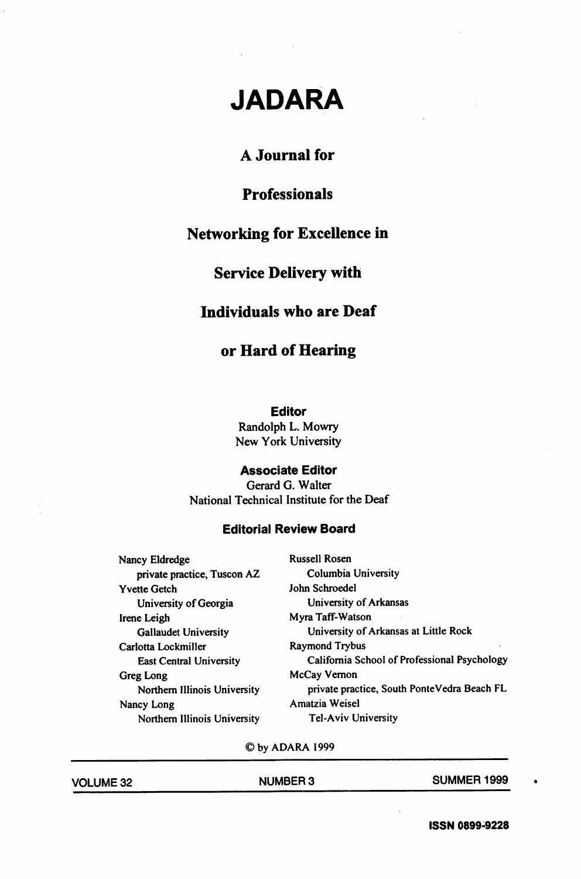# JADARA

## A Journal for Professionals Networking for Excellence in Service Delivery with Individuals who are Deaf or Hard of Hearing

**Editor**
Randolph L. Mowry
New York University

**Associate Editor**
Gerard G. Walter
National Technical Institute for the Deaf

**Editorial Review Board**

Nancy Eldredge
private practice, Tuscon AZ

Yvette Getch
University of Georgia

Irene Leigh
Gallaudet University

Carlotta Lockmiller
East Central University

Greg Long
Northern Illinois University

Nancy Long
Northern Illinois University

Russell Rosen
Columbia University

John Schroedel
University of Arkansas

Myra Taff-Watson
University of Arkansas at Little Rock

Raymond Trybus
California School of Professional Psychology

McCay Vernon
private practice, South PonteVedra Beach FL

Amatzia Weisel
Tel-Aviv University

© by ADARA 1999

VOLUME 32 NUMBER 3 SUMMER 1999

ISSN 0899-9228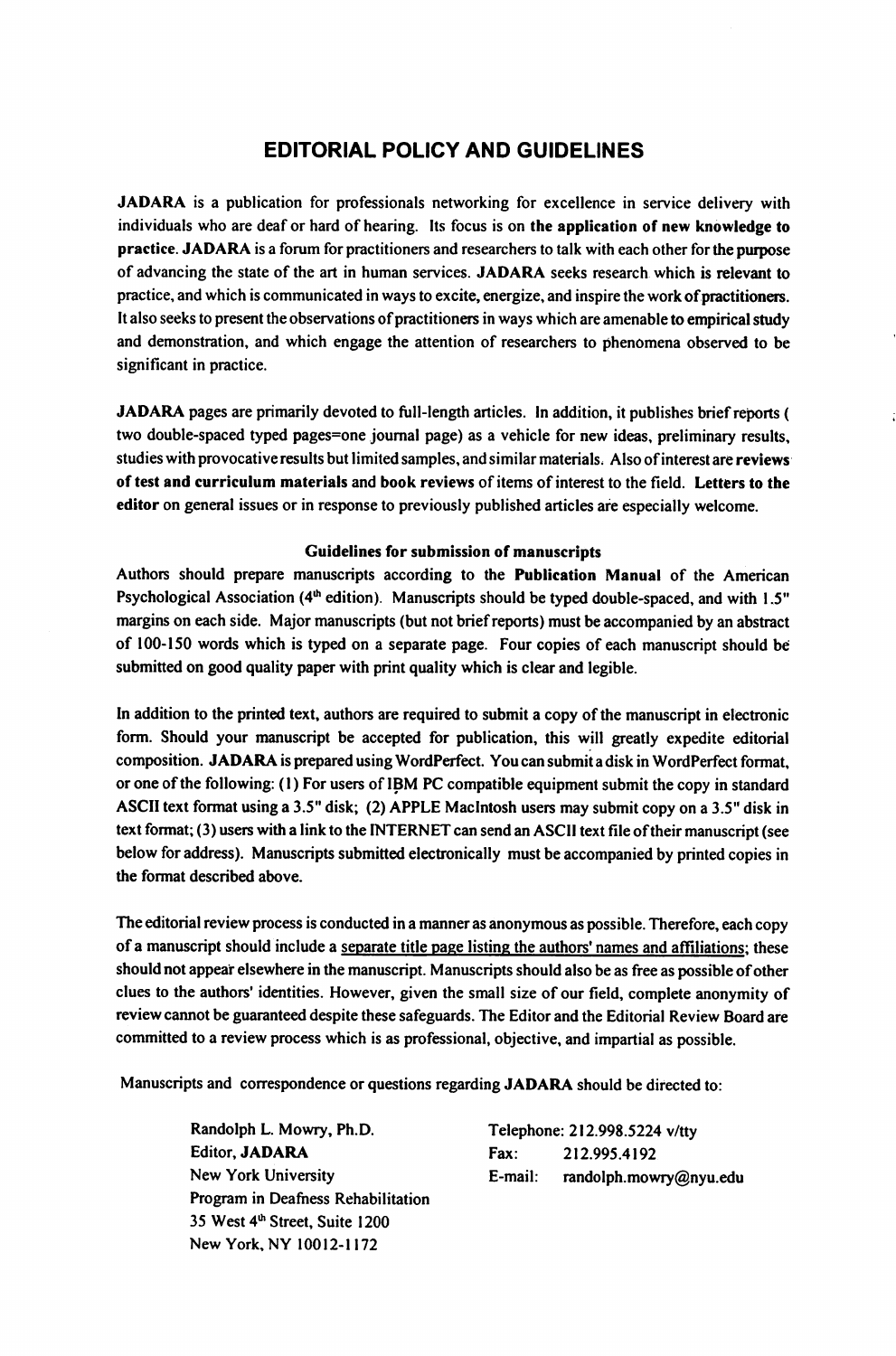# EDITORIAL POLICY AND GUIDELINES

**JADARA** is a publication for professionals networking for excellence in service delivery with individuals who are deaf or hard of hearing. Its focus is on **the application of new knowledge to practice. JADARA** is a forum for practitioners and researchers to talk with each other for the purpose of advancing the state of the art in human services. **JADARA** seeks research which is relevant to practice, and which is communicated in ways to excite, energize, and inspire the work of practitioners. It also seeks to present the observations of practitioners in ways which are amenable to empirical study and demonstration, and which engage the attention of researchers to phenomena observed to be significant in practice.

**JADARA** pages are primarily devoted to full-length articles. In addition, it publishes brief reports ( two double-spaced typed pages=one journal page) as a vehicle for new ideas, preliminary results, studies with provocative results but limited samples, and similar materials. Also of interest are **reviews of test and curriculum materials** and **book reviews** of items of interest to the field. **Letters to the editor** on general issues or in response to previously published articles are especially welcome.

### Guidelines for submission of manuscripts

Authors should prepare manuscripts according to the **Publication Manual** of the American Psychological Association (4th edition). Manuscripts should be typed double-spaced, and with 1.5" margins on each side. Major manuscripts (but not brief reports) must be accompanied by an abstract of 100-150 words which is typed on a separate page. Four copies of each manuscript should be submitted on good quality paper with print quality which is clear and legible.

In addition to the printed text, authors are required to submit a copy of the manuscript in electronic form. Should your manuscript be accepted for publication, this will greatly expedite editorial composition. **JADARA** is prepared using WordPerfect. You can submit a disk in WordPerfect format, or one of the following: (1) For users of IBM PC compatible equipment submit the copy in standard ASCII text format using a 3.5" disk; (2) APPLE MacIntosh users may submit copy on a 3.5" disk in text format; (3) users with a link to the INTERNET can send an ASCII text file of their manuscript (see below for address). Manuscripts submitted electronically must be accompanied by printed copies in the format described above.

The editorial review process is conducted in a manner as anonymous as possible. Therefore, each copy of a manuscript should include a separate title page listing the authors' names and affiliations; these should not appear elsewhere in the manuscript. Manuscripts should also be as free as possible of other clues to the authors' identities. However, given the small size of our field, complete anonymity of review cannot be guaranteed despite these safeguards. The Editor and the Editorial Review Board are committed to a review process which is as professional, objective, and impartial as possible.

Manuscripts and correspondence or questions regarding **JADARA** should be directed to:

Randolph L. Mowry, Ph.D.
Editor, **JADARA**
New York University
Program in Deafness Rehabilitation
35 West 4th Street, Suite 1200
New York, NY 10012-1172

Telephone: 212.998.5224 v/tty
Fax: 212.995.4192
E-mail: randolph.mowry@nyu.edu